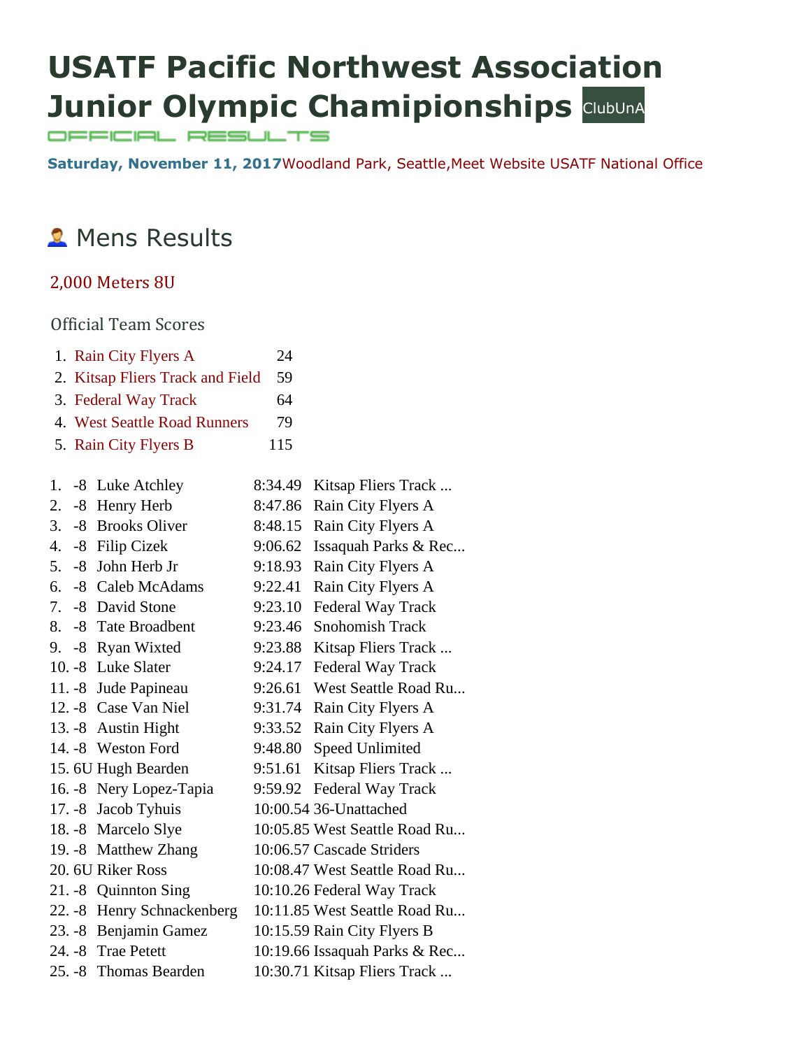# USATF Pacific Northwest Association Junior Olympic Chamipionships ClubUnA

OFFICIAL RESULTS

**Saturday, November 11, 2017** Woodland Park, Seattle, Meet Website USATF National Office

## Mens Results

### 2,000 Meters 8U

#### Official Team Scores

| | Team | Score |
|---|---|---|
| 1. | Rain City Flyers A | 24 |
| 2. | Kitsap Fliers Track and Field | 59 |
| 3. | Federal Way Track | 64 |
| 4. | West Seattle Road Runners | 79 |
| 5. | Rain City Flyers B | 115 |

| Place | Age | Name | Time | Team |
|---|---|---|---|---|
| 1. | -8 | Luke Atchley | 8:34.49 | Kitsap Fliers Track ... |
| 2. | -8 | Henry Herb | 8:47.86 | Rain City Flyers A |
| 3. | -8 | Brooks Oliver | 8:48.15 | Rain City Flyers A |
| 4. | -8 | Filip Cizek | 9:06.62 | Issaquah Parks & Rec... |
| 5. | -8 | John Herb Jr | 9:18.93 | Rain City Flyers A |
| 6. | -8 | Caleb McAdams | 9:22.41 | Rain City Flyers A |
| 7. | -8 | David Stone | 9:23.10 | Federal Way Track |
| 8. | -8 | Tate Broadbent | 9:23.46 | Snohomish Track |
| 9. | -8 | Ryan Wixted | 9:23.88 | Kitsap Fliers Track ... |
| 10. | -8 | Luke Slater | 9:24.17 | Federal Way Track |
| 11. | -8 | Jude Papineau | 9:26.61 | West Seattle Road Ru... |
| 12. | -8 | Case Van Niel | 9:31.74 | Rain City Flyers A |
| 13. | -8 | Austin Hight | 9:33.52 | Rain City Flyers A |
| 14. | -8 | Weston Ford | 9:48.80 | Speed Unlimited |
| 15. | 6U | Hugh Bearden | 9:51.61 | Kitsap Fliers Track ... |
| 16. | -8 | Nery Lopez-Tapia | 9:59.92 | Federal Way Track |
| 17. | -8 | Jacob Tyhuis | 10:00.54 | 36-Unattached |
| 18. | -8 | Marcelo Slye | 10:05.85 | West Seattle Road Ru... |
| 19. | -8 | Matthew Zhang | 10:06.57 | Cascade Striders |
| 20. | 6U | Riker Ross | 10:08.47 | West Seattle Road Ru... |
| 21. | -8 | Quinnton Sing | 10:10.26 | Federal Way Track |
| 22. | -8 | Henry Schnackenberg | 10:11.85 | West Seattle Road Ru... |
| 23. | -8 | Benjamin Gamez | 10:15.59 | Rain City Flyers B |
| 24. | -8 | Trae Petett | 10:19.66 | Issaquah Parks & Rec... |
| 25. | -8 | Thomas Bearden | 10:30.71 | Kitsap Fliers Track ... |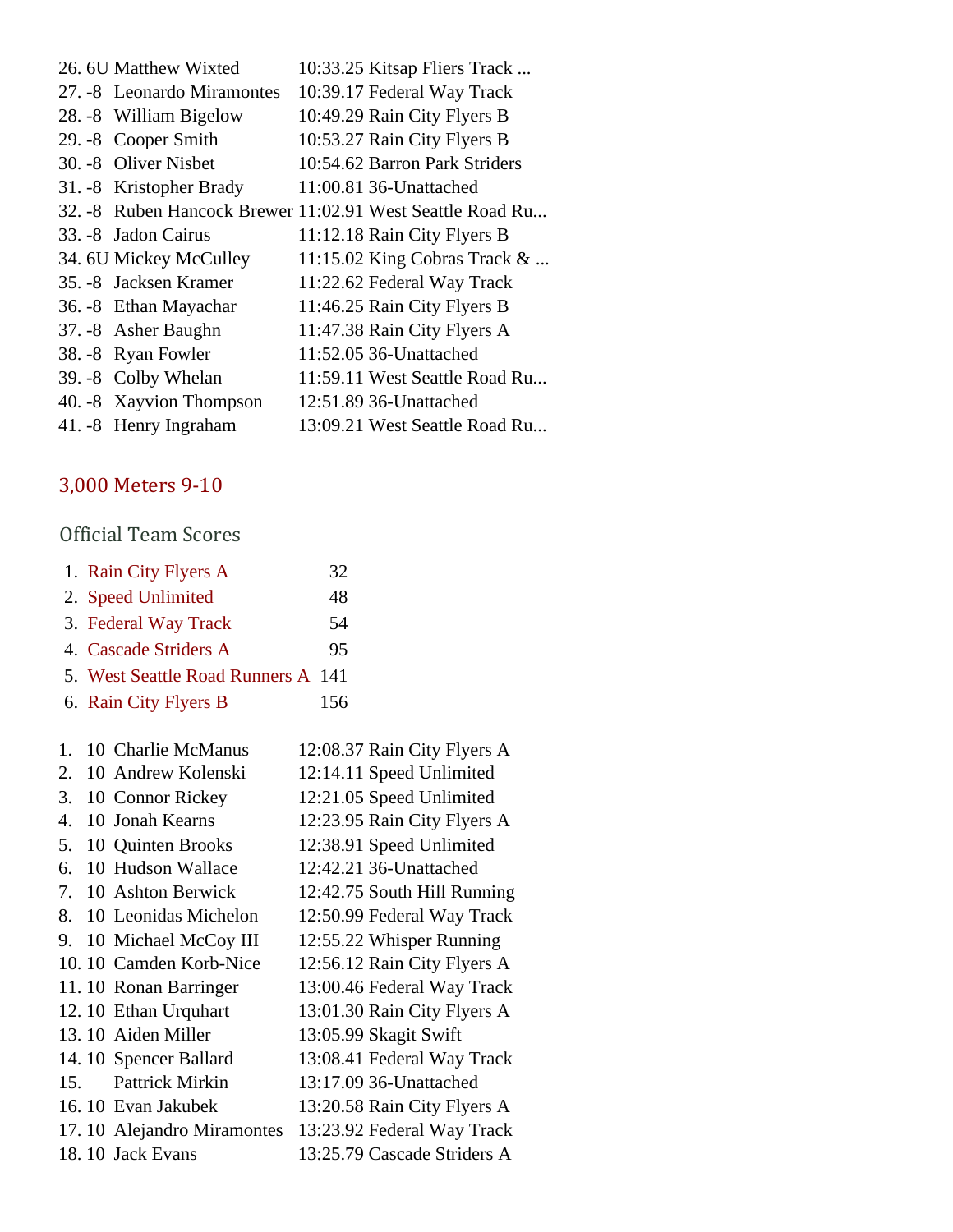| Place | Age | Name | Time | Team |
|---|---|---|---|---|
| 26. | 6U | Matthew Wixted | 10:33.25 | Kitsap Fliers Track ... |
| 27. | -8 | Leonardo Miramontes | 10:39.17 | Federal Way Track |
| 28. | -8 | William Bigelow | 10:49.29 | Rain City Flyers B |
| 29. | -8 | Cooper Smith | 10:53.27 | Rain City Flyers B |
| 30. | -8 | Oliver Nisbet | 10:54.62 | Barron Park Striders |
| 31. | -8 | Kristopher Brady | 11:00.81 | 36-Unattached |
| 32. | -8 | Ruben Hancock Brewer | 11:02.91 | West Seattle Road Ru... |
| 33. | -8 | Jadon Cairus | 11:12.18 | Rain City Flyers B |
| 34. | 6U | Mickey McCulley | 11:15.02 | King Cobras Track & ... |
| 35. | -8 | Jacksen Kramer | 11:22.62 | Federal Way Track |
| 36. | -8 | Ethan Mayachar | 11:46.25 | Rain City Flyers B |
| 37. | -8 | Asher Baughn | 11:47.38 | Rain City Flyers A |
| 38. | -8 | Ryan Fowler | 11:52.05 | 36-Unattached |
| 39. | -8 | Colby Whelan | 11:59.11 | West Seattle Road Ru... |
| 40. | -8 | Xayvion Thompson | 12:51.89 | 36-Unattached |
| 41. | -8 | Henry Ingraham | 13:09.21 | West Seattle Road Ru... |

## 3,000 Meters 9-10

### Official Team Scores

| Place | Team | Score |
|---|---|---|
| 1. | Rain City Flyers A | 32 |
| 2. | Speed Unlimited | 48 |
| 3. | Federal Way Track | 54 |
| 4. | Cascade Striders A | 95 |
| 5. | West Seattle Road Runners A | 141 |
| 6. | Rain City Flyers B | 156 |

| Place | Age | Name | Time | Team |
|---|---|---|---|---|
| 1. | 10 | Charlie McManus | 12:08.37 | Rain City Flyers A |
| 2. | 10 | Andrew Kolenski | 12:14.11 | Speed Unlimited |
| 3. | 10 | Connor Rickey | 12:21.05 | Speed Unlimited |
| 4. | 10 | Jonah Kearns | 12:23.95 | Rain City Flyers A |
| 5. | 10 | Quinten Brooks | 12:38.91 | Speed Unlimited |
| 6. | 10 | Hudson Wallace | 12:42.21 | 36-Unattached |
| 7. | 10 | Ashton Berwick | 12:42.75 | South Hill Running |
| 8. | 10 | Leonidas Michelon | 12:50.99 | Federal Way Track |
| 9. | 10 | Michael McCoy III | 12:55.22 | Whisper Running |
| 10. | 10 | Camden Korb-Nice | 12:56.12 | Rain City Flyers A |
| 11. | 10 | Ronan Barringer | 13:00.46 | Federal Way Track |
| 12. | 10 | Ethan Urquhart | 13:01.30 | Rain City Flyers A |
| 13. | 10 | Aiden Miller | 13:05.99 | Skagit Swift |
| 14. | 10 | Spencer Ballard | 13:08.41 | Federal Way Track |
| 15. | | Pattrick Mirkin | 13:17.09 | 36-Unattached |
| 16. | 10 | Evan Jakubek | 13:20.58 | Rain City Flyers A |
| 17. | 10 | Alejandro Miramontes | 13:23.92 | Federal Way Track |
| 18. | 10 | Jack Evans | 13:25.79 | Cascade Striders A |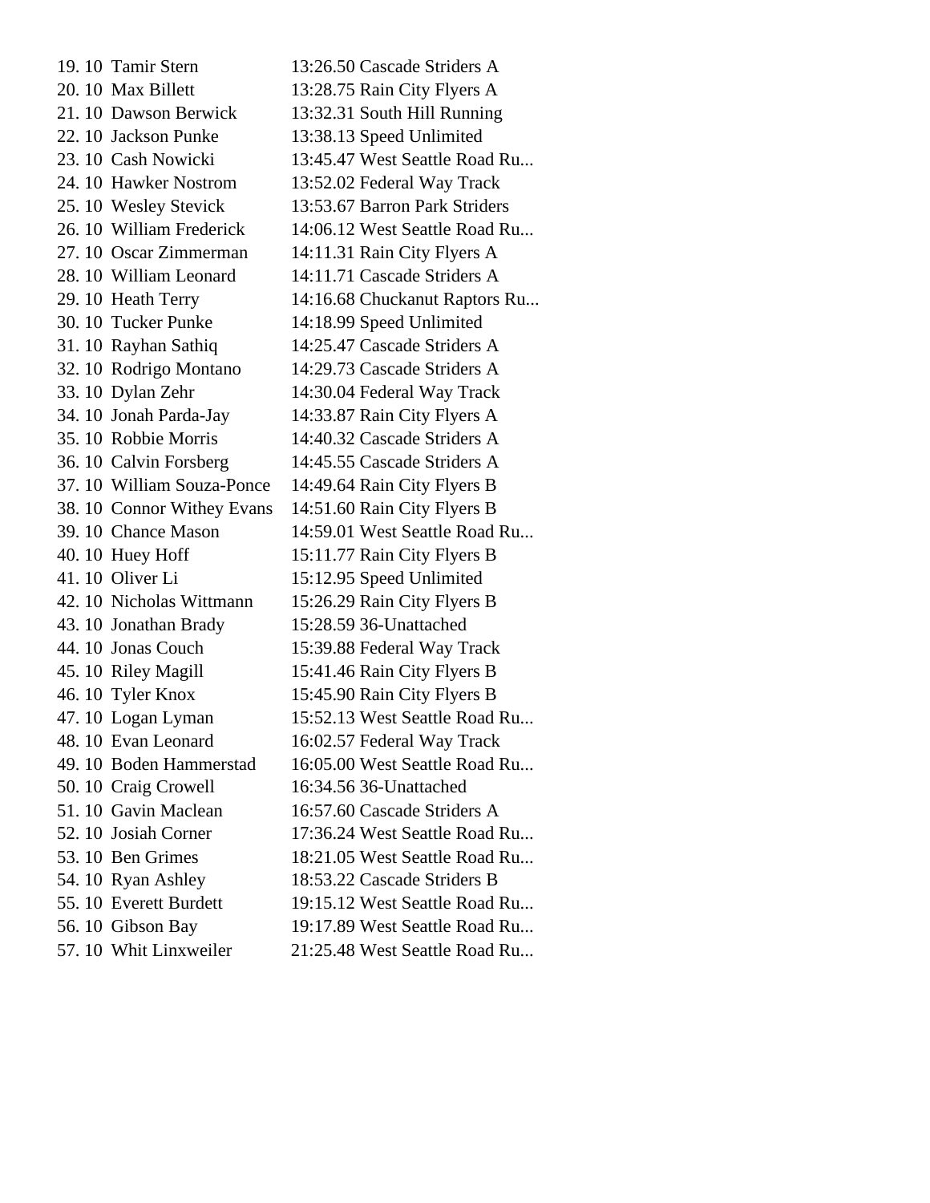19. 10 Tamir Stern 13:26.50 Cascade Striders A
20. 10 Max Billett 13:28.75 Rain City Flyers A
21. 10 Dawson Berwick 13:32.31 South Hill Running
22. 10 Jackson Punke 13:38.13 Speed Unlimited
23. 10 Cash Nowicki 13:45.47 West Seattle Road Ru...
24. 10 Hawker Nostrom 13:52.02 Federal Way Track
25. 10 Wesley Stevick 13:53.67 Barron Park Striders
26. 10 William Frederick 14:06.12 West Seattle Road Ru...
27. 10 Oscar Zimmerman 14:11.31 Rain City Flyers A
28. 10 William Leonard 14:11.71 Cascade Striders A
29. 10 Heath Terry 14:16.68 Chuckanut Raptors Ru...
30. 10 Tucker Punke 14:18.99 Speed Unlimited
31. 10 Rayhan Sathiq 14:25.47 Cascade Striders A
32. 10 Rodrigo Montano 14:29.73 Cascade Striders A
33. 10 Dylan Zehr 14:30.04 Federal Way Track
34. 10 Jonah Parda-Jay 14:33.87 Rain City Flyers A
35. 10 Robbie Morris 14:40.32 Cascade Striders A
36. 10 Calvin Forsberg 14:45.55 Cascade Striders A
37. 10 William Souza-Ponce 14:49.64 Rain City Flyers B
38. 10 Connor Withey Evans 14:51.60 Rain City Flyers B
39. 10 Chance Mason 14:59.01 West Seattle Road Ru...
40. 10 Huey Hoff 15:11.77 Rain City Flyers B
41. 10 Oliver Li 15:12.95 Speed Unlimited
42. 10 Nicholas Wittmann 15:26.29 Rain City Flyers B
43. 10 Jonathan Brady 15:28.59 36-Unattached
44. 10 Jonas Couch 15:39.88 Federal Way Track
45. 10 Riley Magill 15:41.46 Rain City Flyers B
46. 10 Tyler Knox 15:45.90 Rain City Flyers B
47. 10 Logan Lyman 15:52.13 West Seattle Road Ru...
48. 10 Evan Leonard 16:02.57 Federal Way Track
49. 10 Boden Hammerstad 16:05.00 West Seattle Road Ru...
50. 10 Craig Crowell 16:34.56 36-Unattached
51. 10 Gavin Maclean 16:57.60 Cascade Striders A
52. 10 Josiah Corner 17:36.24 West Seattle Road Ru...
53. 10 Ben Grimes 18:21.05 West Seattle Road Ru...
54. 10 Ryan Ashley 18:53.22 Cascade Striders B
55. 10 Everett Burdett 19:15.12 West Seattle Road Ru...
56. 10 Gibson Bay 19:17.89 West Seattle Road Ru...
57. 10 Whit Linxweiler 21:25.48 West Seattle Road Ru...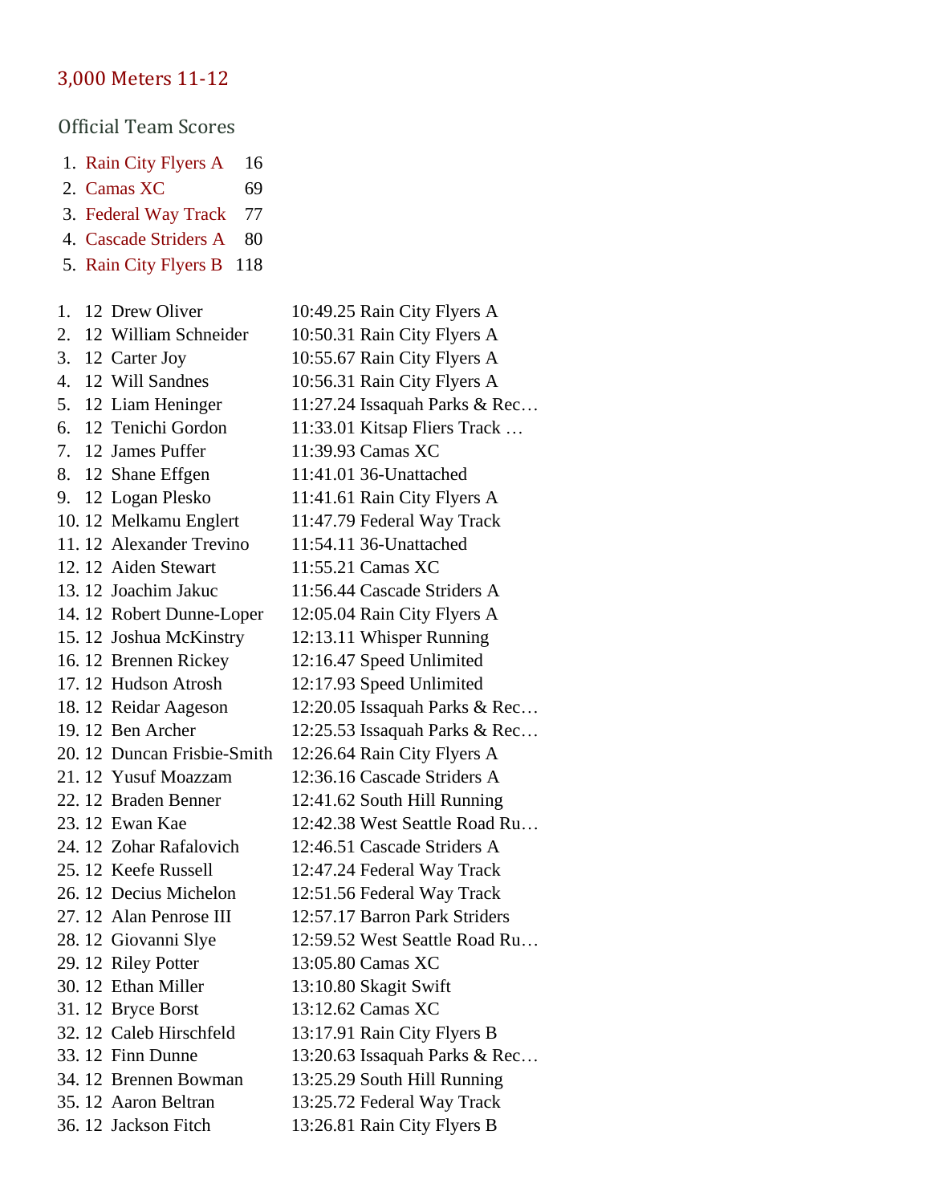## 3,000 Meters 11-12

### Official Team Scores

1. Rain City Flyers A 16
2. Camas XC 69
3. Federal Way Track 77
4. Cascade Striders A 80
5. Rain City Flyers B 118

| Place | Grade | Name | Time | Team |
|---|---|---|---|---|
| 1. | 12 | Drew Oliver | 10:49.25 | Rain City Flyers A |
| 2. | 12 | William Schneider | 10:50.31 | Rain City Flyers A |
| 3. | 12 | Carter Joy | 10:55.67 | Rain City Flyers A |
| 4. | 12 | Will Sandnes | 10:56.31 | Rain City Flyers A |
| 5. | 12 | Liam Heninger | 11:27.24 | Issaquah Parks & Rec… |
| 6. | 12 | Tenichi Gordon | 11:33.01 | Kitsap Fliers Track … |
| 7. | 12 | James Puffer | 11:39.93 | Camas XC |
| 8. | 12 | Shane Effgen | 11:41.01 | 36-Unattached |
| 9. | 12 | Logan Plesko | 11:41.61 | Rain City Flyers A |
| 10. | 12 | Melkamu Englert | 11:47.79 | Federal Way Track |
| 11. | 12 | Alexander Trevino | 11:54.11 | 36-Unattached |
| 12. | 12 | Aiden Stewart | 11:55.21 | Camas XC |
| 13. | 12 | Joachim Jakuc | 11:56.44 | Cascade Striders A |
| 14. | 12 | Robert Dunne-Loper | 12:05.04 | Rain City Flyers A |
| 15. | 12 | Joshua McKinstry | 12:13.11 | Whisper Running |
| 16. | 12 | Brennen Rickey | 12:16.47 | Speed Unlimited |
| 17. | 12 | Hudson Atrosh | 12:17.93 | Speed Unlimited |
| 18. | 12 | Reidar Aageson | 12:20.05 | Issaquah Parks & Rec… |
| 19. | 12 | Ben Archer | 12:25.53 | Issaquah Parks & Rec… |
| 20. | 12 | Duncan Frisbie-Smith | 12:26.64 | Rain City Flyers A |
| 21. | 12 | Yusuf Moazzam | 12:36.16 | Cascade Striders A |
| 22. | 12 | Braden Benner | 12:41.62 | South Hill Running |
| 23. | 12 | Ewan Kae | 12:42.38 | West Seattle Road Ru… |
| 24. | 12 | Zohar Rafalovich | 12:46.51 | Cascade Striders A |
| 25. | 12 | Keefe Russell | 12:47.24 | Federal Way Track |
| 26. | 12 | Decius Michelon | 12:51.56 | Federal Way Track |
| 27. | 12 | Alan Penrose III | 12:57.17 | Barron Park Striders |
| 28. | 12 | Giovanni Slye | 12:59.52 | West Seattle Road Ru… |
| 29. | 12 | Riley Potter | 13:05.80 | Camas XC |
| 30. | 12 | Ethan Miller | 13:10.80 | Skagit Swift |
| 31. | 12 | Bryce Borst | 13:12.62 | Camas XC |
| 32. | 12 | Caleb Hirschfeld | 13:17.91 | Rain City Flyers B |
| 33. | 12 | Finn Dunne | 13:20.63 | Issaquah Parks & Rec… |
| 34. | 12 | Brennen Bowman | 13:25.29 | South Hill Running |
| 35. | 12 | Aaron Beltran | 13:25.72 | Federal Way Track |
| 36. | 12 | Jackson Fitch | 13:26.81 | Rain City Flyers B |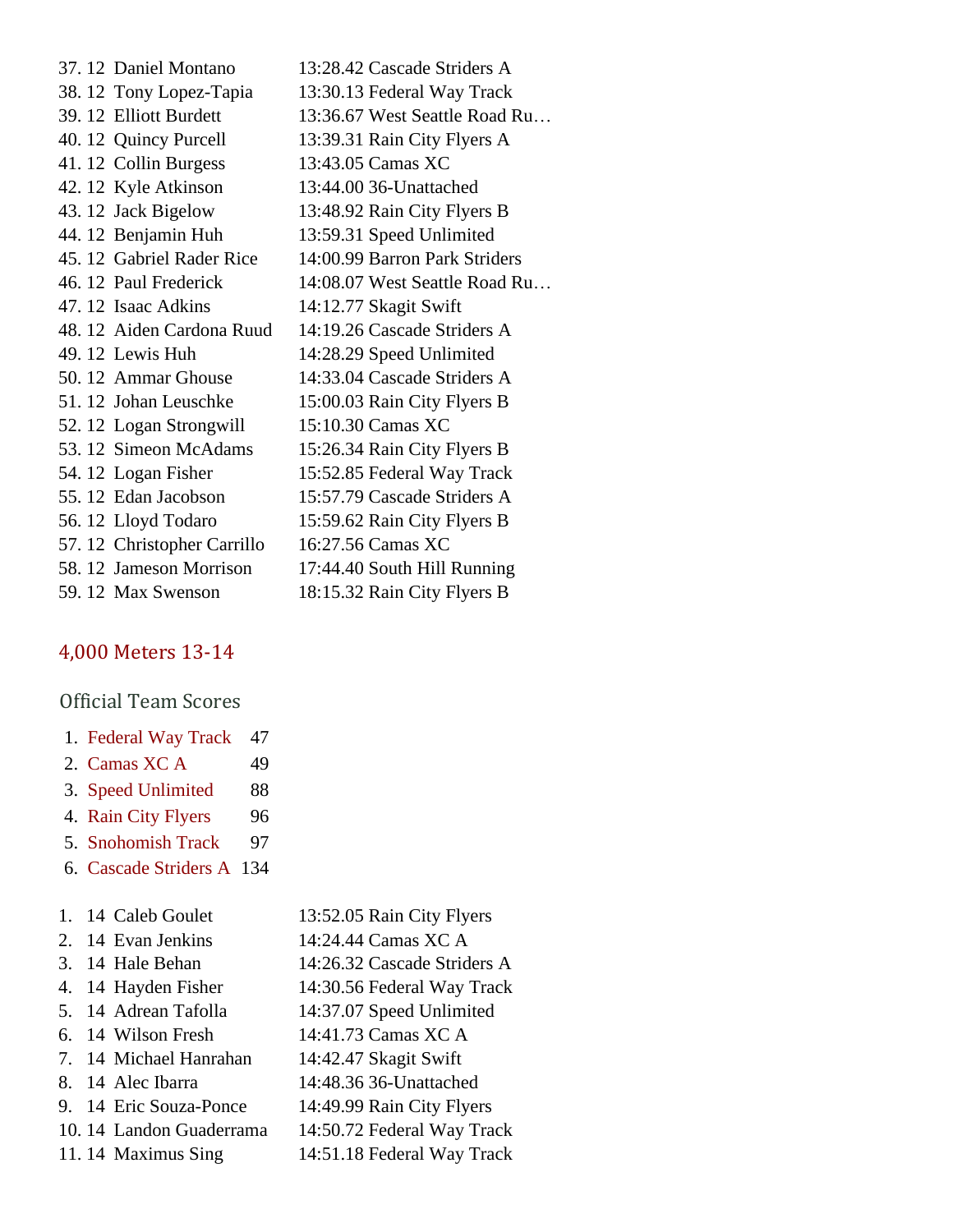| Place | Grade | Name | Time | Team |
|---|---|---|---|---|
| 37. | 12 | Daniel Montano | 13:28.42 | Cascade Striders A |
| 38. | 12 | Tony Lopez-Tapia | 13:30.13 | Federal Way Track |
| 39. | 12 | Elliott Burdett | 13:36.67 | West Seattle Road Ru… |
| 40. | 12 | Quincy Purcell | 13:39.31 | Rain City Flyers A |
| 41. | 12 | Collin Burgess | 13:43.05 | Camas XC |
| 42. | 12 | Kyle Atkinson | 13:44.00 | 36-Unattached |
| 43. | 12 | Jack Bigelow | 13:48.92 | Rain City Flyers B |
| 44. | 12 | Benjamin Huh | 13:59.31 | Speed Unlimited |
| 45. | 12 | Gabriel Rader Rice | 14:00.99 | Barron Park Striders |
| 46. | 12 | Paul Frederick | 14:08.07 | West Seattle Road Ru… |
| 47. | 12 | Isaac Adkins | 14:12.77 | Skagit Swift |
| 48. | 12 | Aiden Cardona Ruud | 14:19.26 | Cascade Striders A |
| 49. | 12 | Lewis Huh | 14:28.29 | Speed Unlimited |
| 50. | 12 | Ammar Ghouse | 14:33.04 | Cascade Striders A |
| 51. | 12 | Johan Leuschke | 15:00.03 | Rain City Flyers B |
| 52. | 12 | Logan Strongwill | 15:10.30 | Camas XC |
| 53. | 12 | Simeon McAdams | 15:26.34 | Rain City Flyers B |
| 54. | 12 | Logan Fisher | 15:52.85 | Federal Way Track |
| 55. | 12 | Edan Jacobson | 15:57.79 | Cascade Striders A |
| 56. | 12 | Lloyd Todaro | 15:59.62 | Rain City Flyers B |
| 57. | 12 | Christopher Carrillo | 16:27.56 | Camas XC |
| 58. | 12 | Jameson Morrison | 17:44.40 | South Hill Running |
| 59. | 12 | Max Swenson | 18:15.32 | Rain City Flyers B |

## 4,000 Meters 13-14

### Official Team Scores

| Place | Team | Score |
|---|---|---|
| 1. | Federal Way Track | 47 |
| 2. | Camas XC A | 49 |
| 3. | Speed Unlimited | 88 |
| 4. | Rain City Flyers | 96 |
| 5. | Snohomish Track | 97 |
| 6. | Cascade Striders A | 134 |

| Place | Grade | Name | Time | Team |
|---|---|---|---|---|
| 1. | 14 | Caleb Goulet | 13:52.05 | Rain City Flyers |
| 2. | 14 | Evan Jenkins | 14:24.44 | Camas XC A |
| 3. | 14 | Hale Behan | 14:26.32 | Cascade Striders A |
| 4. | 14 | Hayden Fisher | 14:30.56 | Federal Way Track |
| 5. | 14 | Adrean Tafolla | 14:37.07 | Speed Unlimited |
| 6. | 14 | Wilson Fresh | 14:41.73 | Camas XC A |
| 7. | 14 | Michael Hanrahan | 14:42.47 | Skagit Swift |
| 8. | 14 | Alec Ibarra | 14:48.36 | 36-Unattached |
| 9. | 14 | Eric Souza-Ponce | 14:49.99 | Rain City Flyers |
| 10. | 14 | Landon Guaderrama | 14:50.72 | Federal Way Track |
| 11. | 14 | Maximus Sing | 14:51.18 | Federal Way Track |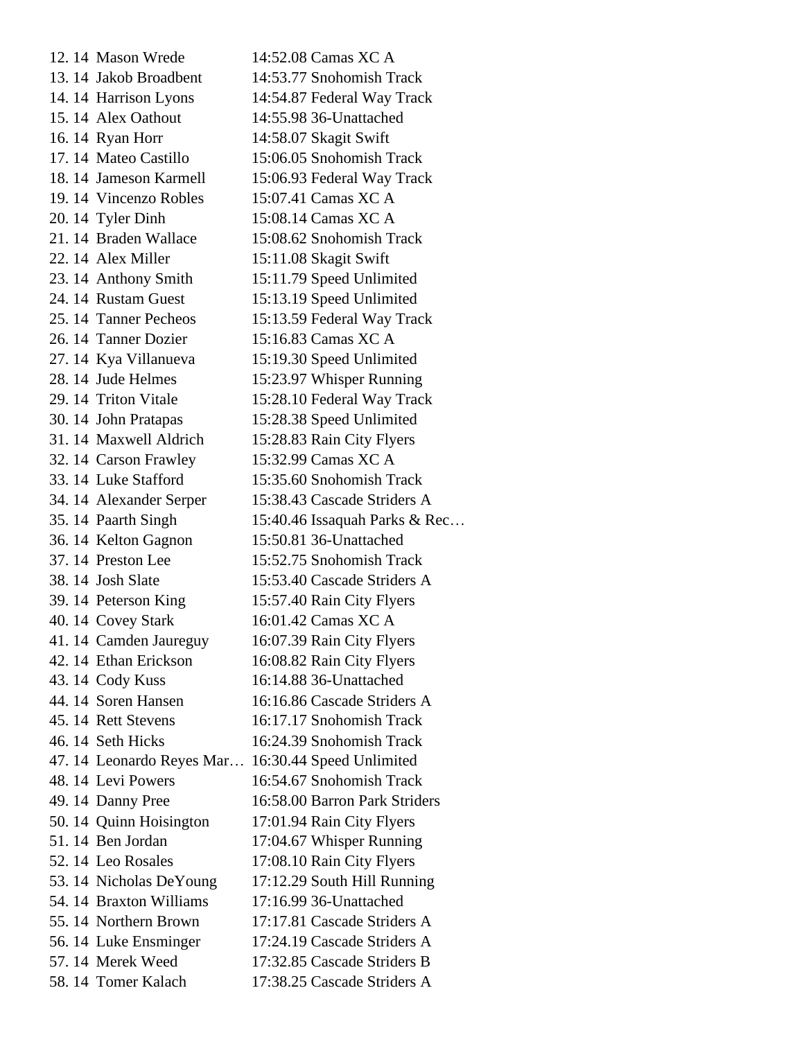12. 14 Mason Wrede 14:52.08 Camas XC A
13. 14 Jakob Broadbent 14:53.77 Snohomish Track
14. 14 Harrison Lyons 14:54.87 Federal Way Track
15. 14 Alex Oathout 14:55.98 36-Unattached
16. 14 Ryan Horr 14:58.07 Skagit Swift
17. 14 Mateo Castillo 15:06.05 Snohomish Track
18. 14 Jameson Karmell 15:06.93 Federal Way Track
19. 14 Vincenzo Robles 15:07.41 Camas XC A
20. 14 Tyler Dinh 15:08.14 Camas XC A
21. 14 Braden Wallace 15:08.62 Snohomish Track
22. 14 Alex Miller 15:11.08 Skagit Swift
23. 14 Anthony Smith 15:11.79 Speed Unlimited
24. 14 Rustam Guest 15:13.19 Speed Unlimited
25. 14 Tanner Pecheos 15:13.59 Federal Way Track
26. 14 Tanner Dozier 15:16.83 Camas XC A
27. 14 Kya Villanueva 15:19.30 Speed Unlimited
28. 14 Jude Helmes 15:23.97 Whisper Running
29. 14 Triton Vitale 15:28.10 Federal Way Track
30. 14 John Pratapas 15:28.38 Speed Unlimited
31. 14 Maxwell Aldrich 15:28.83 Rain City Flyers
32. 14 Carson Frawley 15:32.99 Camas XC A
33. 14 Luke Stafford 15:35.60 Snohomish Track
34. 14 Alexander Serper 15:38.43 Cascade Striders A
35. 14 Paarth Singh 15:40.46 Issaquah Parks & Rec…
36. 14 Kelton Gagnon 15:50.81 36-Unattached
37. 14 Preston Lee 15:52.75 Snohomish Track
38. 14 Josh Slate 15:53.40 Cascade Striders A
39. 14 Peterson King 15:57.40 Rain City Flyers
40. 14 Covey Stark 16:01.42 Camas XC A
41. 14 Camden Jaureguy 16:07.39 Rain City Flyers
42. 14 Ethan Erickson 16:08.82 Rain City Flyers
43. 14 Cody Kuss 16:14.88 36-Unattached
44. 14 Soren Hansen 16:16.86 Cascade Striders A
45. 14 Rett Stevens 16:17.17 Snohomish Track
46. 14 Seth Hicks 16:24.39 Snohomish Track
47. 14 Leonardo Reyes Mar… 16:30.44 Speed Unlimited
48. 14 Levi Powers 16:54.67 Snohomish Track
49. 14 Danny Pree 16:58.00 Barron Park Striders
50. 14 Quinn Hoisington 17:01.94 Rain City Flyers
51. 14 Ben Jordan 17:04.67 Whisper Running
52. 14 Leo Rosales 17:08.10 Rain City Flyers
53. 14 Nicholas DeYoung 17:12.29 South Hill Running
54. 14 Braxton Williams 17:16.99 36-Unattached
55. 14 Northern Brown 17:17.81 Cascade Striders A
56. 14 Luke Ensminger 17:24.19 Cascade Striders A
57. 14 Merek Weed 17:32.85 Cascade Striders B
58. 14 Tomer Kalach 17:38.25 Cascade Striders A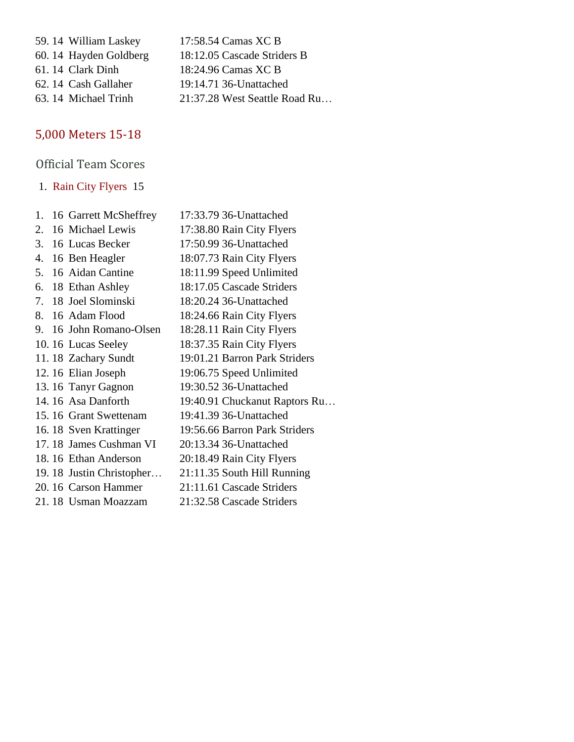59. 14 William Laskey 17:58.54 Camas XC B
60. 14 Hayden Goldberg 18:12.05 Cascade Striders B
61. 14 Clark Dinh 18:24.96 Camas XC B
62. 14 Cash Gallaher 19:14.71 36-Unattached
63. 14 Michael Trinh 21:37.28 West Seattle Road Ru…

## 5,000 Meters 15-18

### Official Team Scores

1. Rain City Flyers 15

1. 16 Garrett McSheffrey 17:33.79 36-Unattached
2. 16 Michael Lewis 17:38.80 Rain City Flyers
3. 16 Lucas Becker 17:50.99 36-Unattached
4. 16 Ben Heagler 18:07.73 Rain City Flyers
5. 16 Aidan Cantine 18:11.99 Speed Unlimited
6. 18 Ethan Ashley 18:17.05 Cascade Striders
7. 18 Joel Slominski 18:20.24 36-Unattached
8. 16 Adam Flood 18:24.66 Rain City Flyers
9. 16 John Romano-Olsen 18:28.11 Rain City Flyers
10. 16 Lucas Seeley 18:37.35 Rain City Flyers
11. 18 Zachary Sundt 19:01.21 Barron Park Striders
12. 16 Elian Joseph 19:06.75 Speed Unlimited
13. 16 Tanyr Gagnon 19:30.52 36-Unattached
14. 16 Asa Danforth 19:40.91 Chuckanut Raptors Ru…
15. 16 Grant Swettenam 19:41.39 36-Unattached
16. 18 Sven Krattinger 19:56.66 Barron Park Striders
17. 18 James Cushman VI 20:13.34 36-Unattached
18. 16 Ethan Anderson 20:18.49 Rain City Flyers
19. 18 Justin Christopher… 21:11.35 South Hill Running
20. 16 Carson Hammer 21:11.61 Cascade Striders
21. 18 Usman Moazzam 21:32.58 Cascade Striders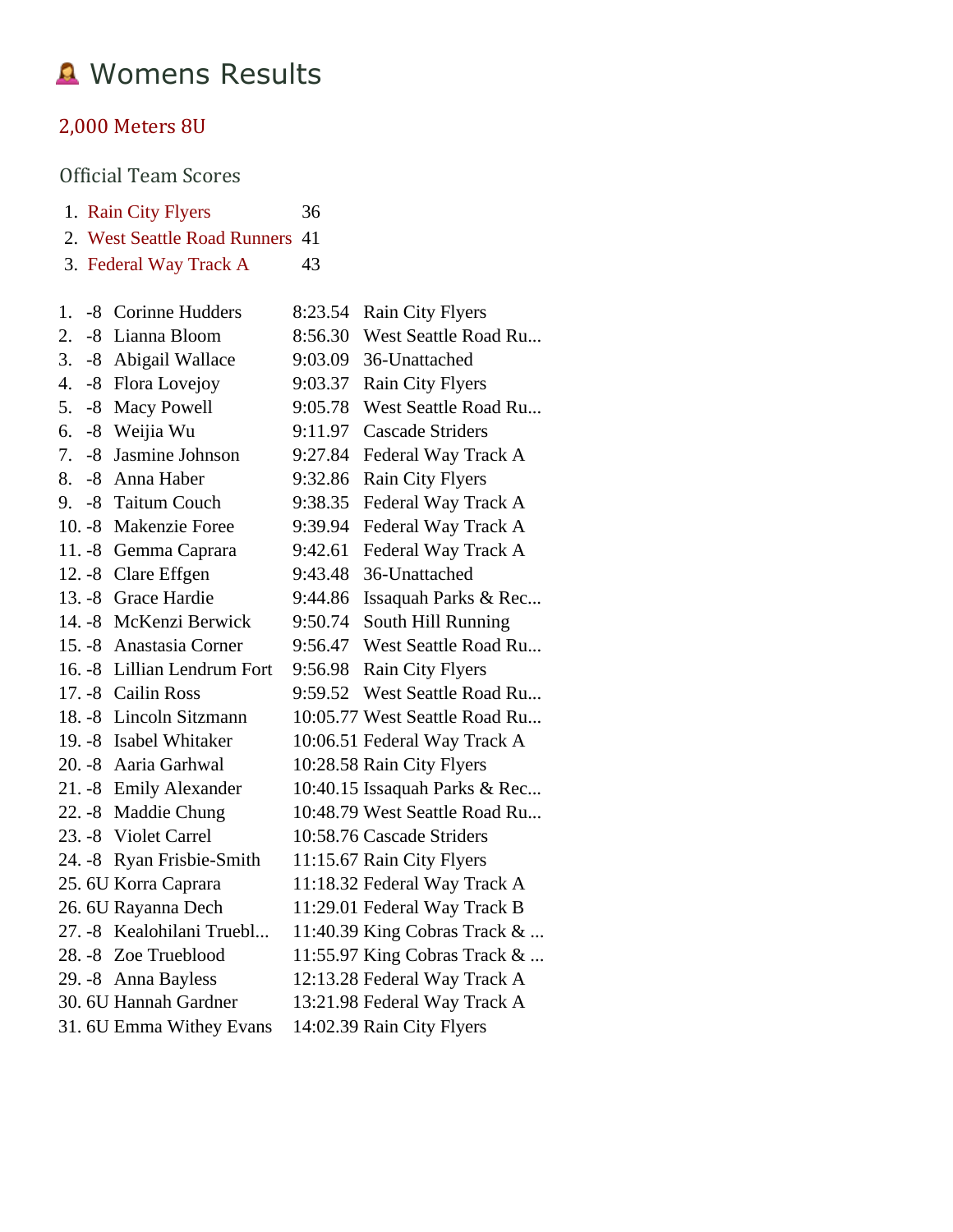# 🙍‍♀️ Womens Results

## 2,000 Meters 8U

### Official Team Scores

| Place | Team | Score |
|---|---|---|
| 1. | Rain City Flyers | 36 |
| 2. | West Seattle Road Runners | 41 |
| 3. | Federal Way Track A | 43 |

| Place | Age | Name | Time | Team |
|---|---|---|---|---|
| 1. | -8 | Corinne Hudders | 8:23.54 | Rain City Flyers |
| 2. | -8 | Lianna Bloom | 8:56.30 | West Seattle Road Ru... |
| 3. | -8 | Abigail Wallace | 9:03.09 | 36-Unattached |
| 4. | -8 | Flora Lovejoy | 9:03.37 | Rain City Flyers |
| 5. | -8 | Macy Powell | 9:05.78 | West Seattle Road Ru... |
| 6. | -8 | Weijia Wu | 9:11.97 | Cascade Striders |
| 7. | -8 | Jasmine Johnson | 9:27.84 | Federal Way Track A |
| 8. | -8 | Anna Haber | 9:32.86 | Rain City Flyers |
| 9. | -8 | Taitum Couch | 9:38.35 | Federal Way Track A |
| 10. | -8 | Makenzie Foree | 9:39.94 | Federal Way Track A |
| 11. | -8 | Gemma Caprara | 9:42.61 | Federal Way Track A |
| 12. | -8 | Clare Effgen | 9:43.48 | 36-Unattached |
| 13. | -8 | Grace Hardie | 9:44.86 | Issaquah Parks & Rec... |
| 14. | -8 | McKenzi Berwick | 9:50.74 | South Hill Running |
| 15. | -8 | Anastasia Corner | 9:56.47 | West Seattle Road Ru... |
| 16. | -8 | Lillian Lendrum Fort | 9:56.98 | Rain City Flyers |
| 17. | -8 | Cailin Ross | 9:59.52 | West Seattle Road Ru... |
| 18. | -8 | Lincoln Sitzmann | 10:05.77 | West Seattle Road Ru... |
| 19. | -8 | Isabel Whitaker | 10:06.51 | Federal Way Track A |
| 20. | -8 | Aaria Garhwal | 10:28.58 | Rain City Flyers |
| 21. | -8 | Emily Alexander | 10:40.15 | Issaquah Parks & Rec... |
| 22. | -8 | Maddie Chung | 10:48.79 | West Seattle Road Ru... |
| 23. | -8 | Violet Carrel | 10:58.76 | Cascade Striders |
| 24. | -8 | Ryan Frisbie-Smith | 11:15.67 | Rain City Flyers |
| 25. | 6U | Korra Caprara | 11:18.32 | Federal Way Track A |
| 26. | 6U | Rayanna Dech | 11:29.01 | Federal Way Track B |
| 27. | -8 | Kealohilani Truebl... | 11:40.39 | King Cobras Track & ... |
| 28. | -8 | Zoe Trueblood | 11:55.97 | King Cobras Track & ... |
| 29. | -8 | Anna Bayless | 12:13.28 | Federal Way Track A |
| 30. | 6U | Hannah Gardner | 13:21.98 | Federal Way Track A |
| 31. | 6U | Emma Withey Evans | 14:02.39 | Rain City Flyers |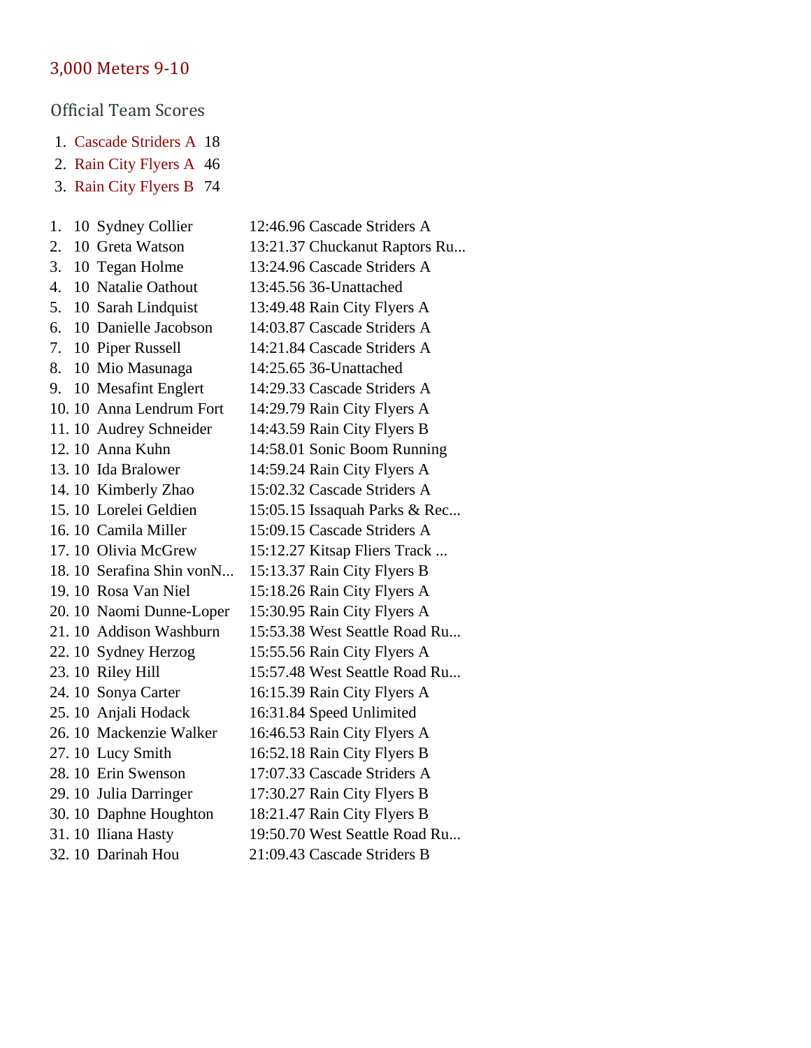## 3,000 Meters 9-10

### Official Team Scores

1. Cascade Striders A 18
2. Rain City Flyers A 46
3. Rain City Flyers B 74

| Place | Age | Name | Time | Team |
|---|---|---|---|---|
| 1. | 10 | Sydney Collier | 12:46.96 | Cascade Striders A |
| 2. | 10 | Greta Watson | 13:21.37 | Chuckanut Raptors Ru... |
| 3. | 10 | Tegan Holme | 13:24.96 | Cascade Striders A |
| 4. | 10 | Natalie Oathout | 13:45.56 | 36-Unattached |
| 5. | 10 | Sarah Lindquist | 13:49.48 | Rain City Flyers A |
| 6. | 10 | Danielle Jacobson | 14:03.87 | Cascade Striders A |
| 7. | 10 | Piper Russell | 14:21.84 | Cascade Striders A |
| 8. | 10 | Mio Masunaga | 14:25.65 | 36-Unattached |
| 9. | 10 | Mesafint Englert | 14:29.33 | Cascade Striders A |
| 10. | 10 | Anna Lendrum Fort | 14:29.79 | Rain City Flyers A |
| 11. | 10 | Audrey Schneider | 14:43.59 | Rain City Flyers B |
| 12. | 10 | Anna Kuhn | 14:58.01 | Sonic Boom Running |
| 13. | 10 | Ida Bralower | 14:59.24 | Rain City Flyers A |
| 14. | 10 | Kimberly Zhao | 15:02.32 | Cascade Striders A |
| 15. | 10 | Lorelei Geldien | 15:05.15 | Issaquah Parks & Rec... |
| 16. | 10 | Camila Miller | 15:09.15 | Cascade Striders A |
| 17. | 10 | Olivia McGrew | 15:12.27 | Kitsap Fliers Track ... |
| 18. | 10 | Serafina Shin vonN... | 15:13.37 | Rain City Flyers B |
| 19. | 10 | Rosa Van Niel | 15:18.26 | Rain City Flyers A |
| 20. | 10 | Naomi Dunne-Loper | 15:30.95 | Rain City Flyers A |
| 21. | 10 | Addison Washburn | 15:53.38 | West Seattle Road Ru... |
| 22. | 10 | Sydney Herzog | 15:55.56 | Rain City Flyers A |
| 23. | 10 | Riley Hill | 15:57.48 | West Seattle Road Ru... |
| 24. | 10 | Sonya Carter | 16:15.39 | Rain City Flyers A |
| 25. | 10 | Anjali Hodack | 16:31.84 | Speed Unlimited |
| 26. | 10 | Mackenzie Walker | 16:46.53 | Rain City Flyers A |
| 27. | 10 | Lucy Smith | 16:52.18 | Rain City Flyers B |
| 28. | 10 | Erin Swenson | 17:07.33 | Cascade Striders A |
| 29. | 10 | Julia Darringer | 17:30.27 | Rain City Flyers B |
| 30. | 10 | Daphne Houghton | 18:21.47 | Rain City Flyers B |
| 31. | 10 | Iliana Hasty | 19:50.70 | West Seattle Road Ru... |
| 32. | 10 | Darinah Hou | 21:09.43 | Cascade Striders B |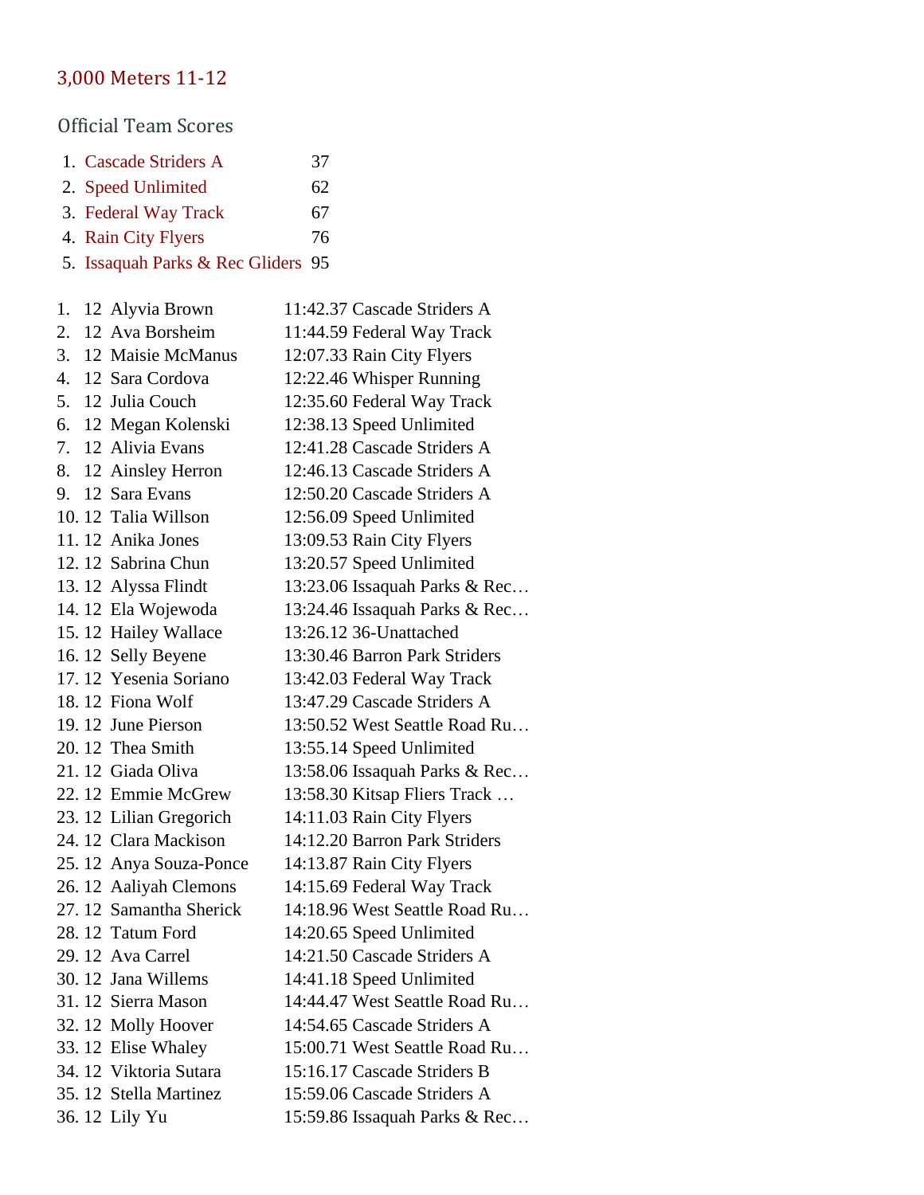## 3,000 Meters 11-12

### Official Team Scores

| Place | Team | Score |
|---|---|---|
| 1. | Cascade Striders A | 37 |
| 2. | Speed Unlimited | 62 |
| 3. | Federal Way Track | 67 |
| 4. | Rain City Flyers | 76 |
| 5. | Issaquah Parks & Rec Gliders | 95 |

| Place | Age | Name | Time | Team |
|---|---|---|---|---|
| 1. | 12 | Alyvia Brown | 11:42.37 | Cascade Striders A |
| 2. | 12 | Ava Borsheim | 11:44.59 | Federal Way Track |
| 3. | 12 | Maisie McManus | 12:07.33 | Rain City Flyers |
| 4. | 12 | Sara Cordova | 12:22.46 | Whisper Running |
| 5. | 12 | Julia Couch | 12:35.60 | Federal Way Track |
| 6. | 12 | Megan Kolenski | 12:38.13 | Speed Unlimited |
| 7. | 12 | Alivia Evans | 12:41.28 | Cascade Striders A |
| 8. | 12 | Ainsley Herron | 12:46.13 | Cascade Striders A |
| 9. | 12 | Sara Evans | 12:50.20 | Cascade Striders A |
| 10. | 12 | Talia Willson | 12:56.09 | Speed Unlimited |
| 11. | 12 | Anika Jones | 13:09.53 | Rain City Flyers |
| 12. | 12 | Sabrina Chun | 13:20.57 | Speed Unlimited |
| 13. | 12 | Alyssa Flindt | 13:23.06 | Issaquah Parks & Rec… |
| 14. | 12 | Ela Wojewoda | 13:24.46 | Issaquah Parks & Rec… |
| 15. | 12 | Hailey Wallace | 13:26.12 | 36-Unattached |
| 16. | 12 | Selly Beyene | 13:30.46 | Barron Park Striders |
| 17. | 12 | Yesenia Soriano | 13:42.03 | Federal Way Track |
| 18. | 12 | Fiona Wolf | 13:47.29 | Cascade Striders A |
| 19. | 12 | June Pierson | 13:50.52 | West Seattle Road Ru… |
| 20. | 12 | Thea Smith | 13:55.14 | Speed Unlimited |
| 21. | 12 | Giada Oliva | 13:58.06 | Issaquah Parks & Rec… |
| 22. | 12 | Emmie McGrew | 13:58.30 | Kitsap Fliers Track … |
| 23. | 12 | Lilian Gregorich | 14:11.03 | Rain City Flyers |
| 24. | 12 | Clara Mackison | 14:12.20 | Barron Park Striders |
| 25. | 12 | Anya Souza-Ponce | 14:13.87 | Rain City Flyers |
| 26. | 12 | Aaliyah Clemons | 14:15.69 | Federal Way Track |
| 27. | 12 | Samantha Sherick | 14:18.96 | West Seattle Road Ru… |
| 28. | 12 | Tatum Ford | 14:20.65 | Speed Unlimited |
| 29. | 12 | Ava Carrel | 14:21.50 | Cascade Striders A |
| 30. | 12 | Jana Willems | 14:41.18 | Speed Unlimited |
| 31. | 12 | Sierra Mason | 14:44.47 | West Seattle Road Ru… |
| 32. | 12 | Molly Hoover | 14:54.65 | Cascade Striders A |
| 33. | 12 | Elise Whaley | 15:00.71 | West Seattle Road Ru… |
| 34. | 12 | Viktoria Sutara | 15:16.17 | Cascade Striders B |
| 35. | 12 | Stella Martinez | 15:59.06 | Cascade Striders A |
| 36. | 12 | Lily Yu | 15:59.86 | Issaquah Parks & Rec… |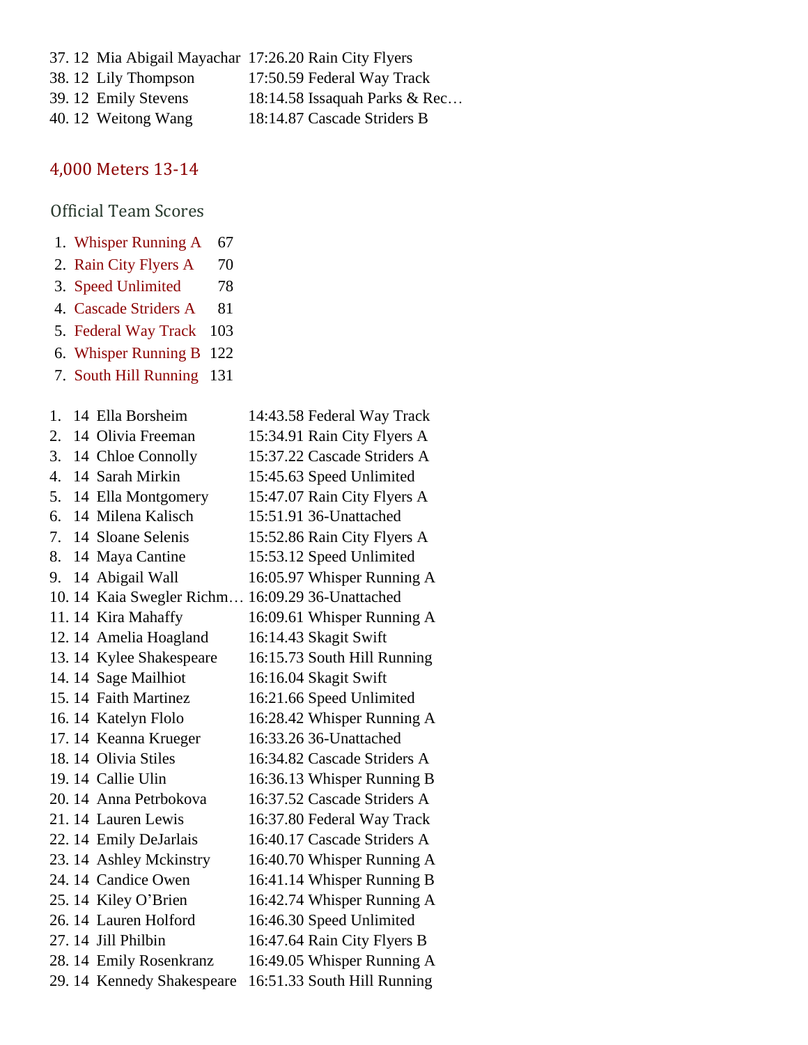37. 12 Mia Abigail Mayachar 17:26.20 Rain City Flyers
38. 12 Lily Thompson 17:50.59 Federal Way Track
39. 12 Emily Stevens 18:14.58 Issaquah Parks & Rec…
40. 12 Weitong Wang 18:14.87 Cascade Striders B

## 4,000 Meters 13-14

### Official Team Scores

1. Whisper Running A 67
2. Rain City Flyers A 70
3. Speed Unlimited 78
4. Cascade Striders A 81
5. Federal Way Track 103
6. Whisper Running B 122
7. South Hill Running 131

1. 14 Ella Borsheim 14:43.58 Federal Way Track
2. 14 Olivia Freeman 15:34.91 Rain City Flyers A
3. 14 Chloe Connolly 15:37.22 Cascade Striders A
4. 14 Sarah Mirkin 15:45.63 Speed Unlimited
5. 14 Ella Montgomery 15:47.07 Rain City Flyers A
6. 14 Milena Kalisch 15:51.91 36-Unattached
7. 14 Sloane Selenis 15:52.86 Rain City Flyers A
8. 14 Maya Cantine 15:53.12 Speed Unlimited
9. 14 Abigail Wall 16:05.97 Whisper Running A
10. 14 Kaia Swegler Richm… 16:09.29 36-Unattached
11. 14 Kira Mahaffy 16:09.61 Whisper Running A
12. 14 Amelia Hoagland 16:14.43 Skagit Swift
13. 14 Kylee Shakespeare 16:15.73 South Hill Running
14. 14 Sage Mailhiot 16:16.04 Skagit Swift
15. 14 Faith Martinez 16:21.66 Speed Unlimited
16. 14 Katelyn Flolo 16:28.42 Whisper Running A
17. 14 Keanna Krueger 16:33.26 36-Unattached
18. 14 Olivia Stiles 16:34.82 Cascade Striders A
19. 14 Callie Ulin 16:36.13 Whisper Running B
20. 14 Anna Petrbokova 16:37.52 Cascade Striders A
21. 14 Lauren Lewis 16:37.80 Federal Way Track
22. 14 Emily DeJarlais 16:40.17 Cascade Striders A
23. 14 Ashley Mckinstry 16:40.70 Whisper Running A
24. 14 Candice Owen 16:41.14 Whisper Running B
25. 14 Kiley O'Brien 16:42.74 Whisper Running A
26. 14 Lauren Holford 16:46.30 Speed Unlimited
27. 14 Jill Philbin 16:47.64 Rain City Flyers B
28. 14 Emily Rosenkranz 16:49.05 Whisper Running A
29. 14 Kennedy Shakespeare 16:51.33 South Hill Running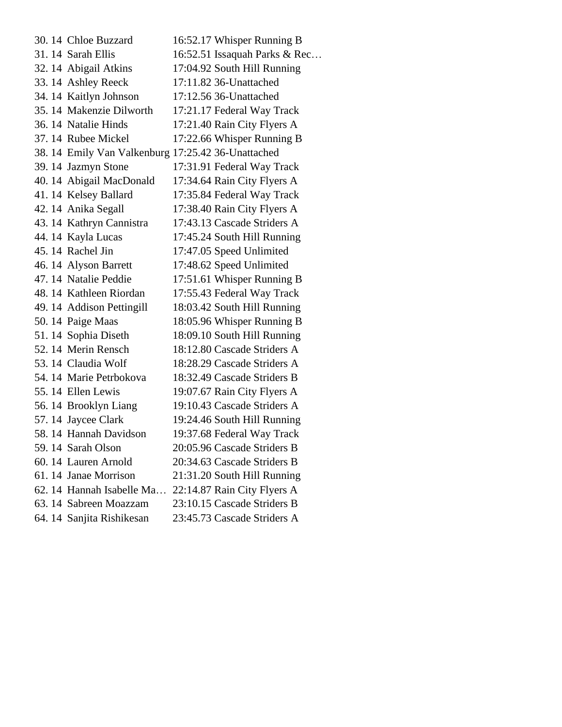| Place | Age | Name | Time | Team |
|---|---|---|---|---|
| 30. | 14 | Chloe Buzzard | 16:52.17 | Whisper Running B |
| 31. | 14 | Sarah Ellis | 16:52.51 | Issaquah Parks & Rec… |
| 32. | 14 | Abigail Atkins | 17:04.92 | South Hill Running |
| 33. | 14 | Ashley Reeck | 17:11.82 | 36-Unattached |
| 34. | 14 | Kaitlyn Johnson | 17:12.56 | 36-Unattached |
| 35. | 14 | Makenzie Dilworth | 17:21.17 | Federal Way Track |
| 36. | 14 | Natalie Hinds | 17:21.40 | Rain City Flyers A |
| 37. | 14 | Rubee Mickel | 17:22.66 | Whisper Running B |
| 38. | 14 | Emily Van Valkenburg | 17:25.42 | 36-Unattached |
| 39. | 14 | Jazmyn Stone | 17:31.91 | Federal Way Track |
| 40. | 14 | Abigail MacDonald | 17:34.64 | Rain City Flyers A |
| 41. | 14 | Kelsey Ballard | 17:35.84 | Federal Way Track |
| 42. | 14 | Anika Segall | 17:38.40 | Rain City Flyers A |
| 43. | 14 | Kathryn Cannistra | 17:43.13 | Cascade Striders A |
| 44. | 14 | Kayla Lucas | 17:45.24 | South Hill Running |
| 45. | 14 | Rachel Jin | 17:47.05 | Speed Unlimited |
| 46. | 14 | Alyson Barrett | 17:48.62 | Speed Unlimited |
| 47. | 14 | Natalie Peddie | 17:51.61 | Whisper Running B |
| 48. | 14 | Kathleen Riordan | 17:55.43 | Federal Way Track |
| 49. | 14 | Addison Pettingill | 18:03.42 | South Hill Running |
| 50. | 14 | Paige Maas | 18:05.96 | Whisper Running B |
| 51. | 14 | Sophia Diseth | 18:09.10 | South Hill Running |
| 52. | 14 | Merin Rensch | 18:12.80 | Cascade Striders A |
| 53. | 14 | Claudia Wolf | 18:28.29 | Cascade Striders A |
| 54. | 14 | Marie Petrbokova | 18:32.49 | Cascade Striders B |
| 55. | 14 | Ellen Lewis | 19:07.67 | Rain City Flyers A |
| 56. | 14 | Brooklyn Liang | 19:10.43 | Cascade Striders A |
| 57. | 14 | Jaycee Clark | 19:24.46 | South Hill Running |
| 58. | 14 | Hannah Davidson | 19:37.68 | Federal Way Track |
| 59. | 14 | Sarah Olson | 20:05.96 | Cascade Striders B |
| 60. | 14 | Lauren Arnold | 20:34.63 | Cascade Striders B |
| 61. | 14 | Janae Morrison | 21:31.20 | South Hill Running |
| 62. | 14 | Hannah Isabelle Ma… | 22:14.87 | Rain City Flyers A |
| 63. | 14 | Sabreen Moazzam | 23:10.15 | Cascade Striders B |
| 64. | 14 | Sanjita Rishikesan | 23:45.73 | Cascade Striders A |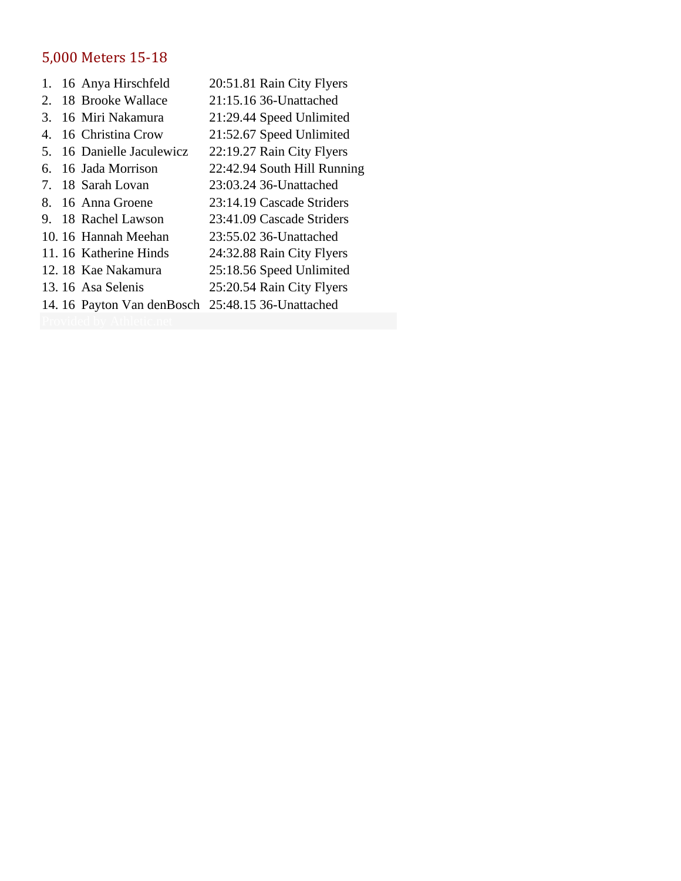## 5,000 Meters 15-18

| | | | | |
|---|---|---|---|---|
| 1. | 16 | Anya Hirschfeld | 20:51.81 | Rain City Flyers |
| 2. | 18 | Brooke Wallace | 21:15.16 | 36-Unattached |
| 3. | 16 | Miri Nakamura | 21:29.44 | Speed Unlimited |
| 4. | 16 | Christina Crow | 21:52.67 | Speed Unlimited |
| 5. | 16 | Danielle Jaculewicz | 22:19.27 | Rain City Flyers |
| 6. | 16 | Jada Morrison | 22:42.94 | South Hill Running |
| 7. | 18 | Sarah Lovan | 23:03.24 | 36-Unattached |
| 8. | 16 | Anna Groene | 23:14.19 | Cascade Striders |
| 9. | 18 | Rachel Lawson | 23:41.09 | Cascade Striders |
| 10. | 16 | Hannah Meehan | 23:55.02 | 36-Unattached |
| 11. | 16 | Katherine Hinds | 24:32.88 | Rain City Flyers |
| 12. | 18 | Kae Nakamura | 25:18.56 | Speed Unlimited |
| 13. | 16 | Asa Selenis | 25:20.54 | Rain City Flyers |
| 14. | 16 | Payton Van denBosch | 25:48.15 | 36-Unattached |

Provided by Athletic.net